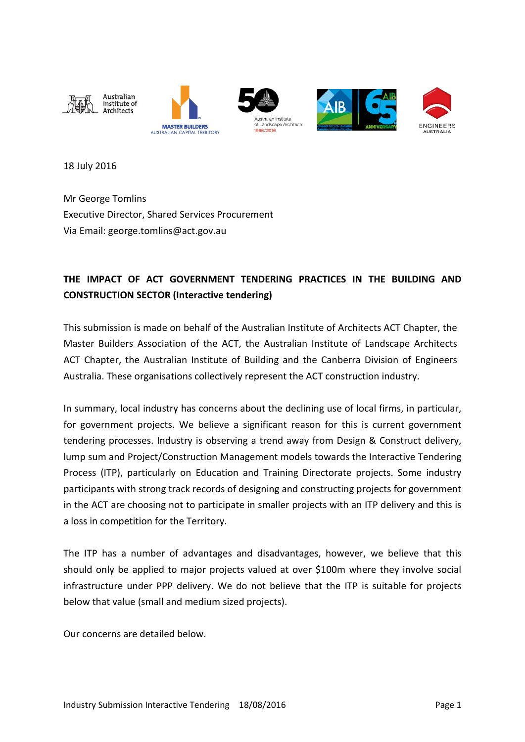18 July 2016

Mr George Tomlins
Executive Director, Shared Services Procurement
Via Email: george.tomlins@act.gov.au

**THE IMPACT OF ACT GOVERNMENT TENDERING PRACTICES IN THE BUILDING AND CONSTRUCTION SECTOR (Interactive tendering)**

This submission is made on behalf of the Australian Institute of Architects ACT Chapter, the Master Builders Association of the ACT, the Australian Institute of Landscape Architects ACT Chapter, the Australian Institute of Building and the Canberra Division of Engineers Australia. These organisations collectively represent the ACT construction industry.

In summary, local industry has concerns about the declining use of local firms, in particular, for government projects. We believe a significant reason for this is current government tendering processes. Industry is observing a trend away from Design & Construct delivery, lump sum and Project/Construction Management models towards the Interactive Tendering Process (ITP), particularly on Education and Training Directorate projects. Some industry participants with strong track records of designing and constructing projects for government in the ACT are choosing not to participate in smaller projects with an ITP delivery and this is a loss in competition for the Territory.

The ITP has a number of advantages and disadvantages, however, we believe that this should only be applied to major projects valued at over $100m where they involve social infrastructure under PPP delivery. We do not believe that the ITP is suitable for projects below that value (small and medium sized projects).

Our concerns are detailed below.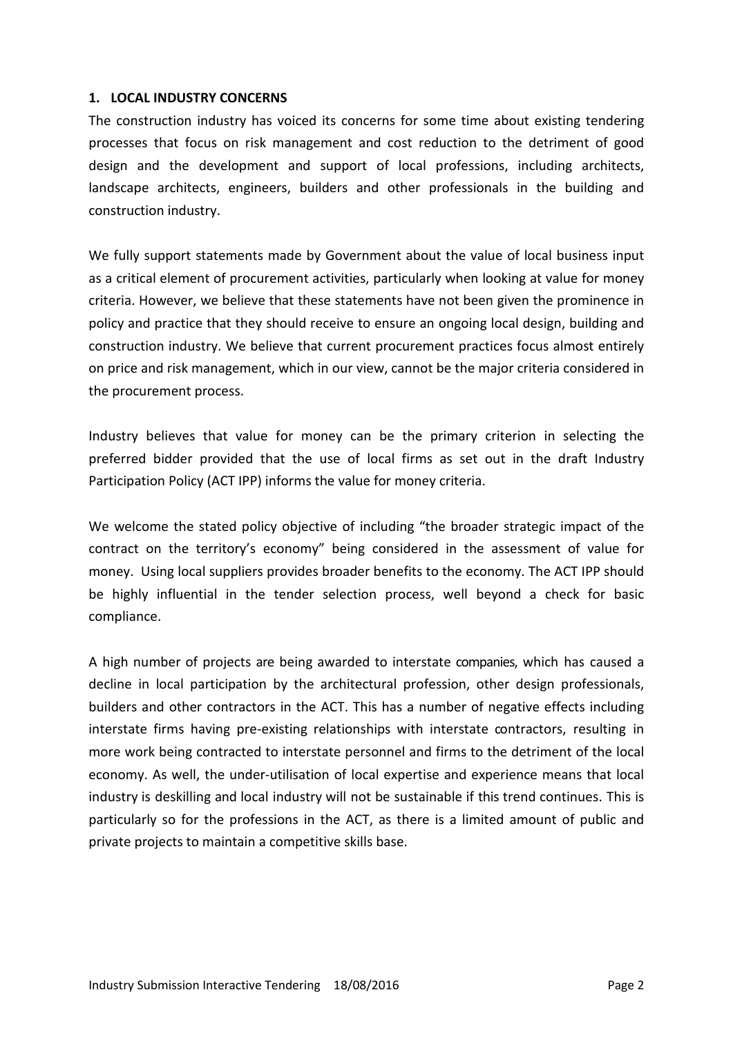## 1. LOCAL INDUSTRY CONCERNS

The construction industry has voiced its concerns for some time about existing tendering processes that focus on risk management and cost reduction to the detriment of good design and the development and support of local professions, including architects, landscape architects, engineers, builders and other professionals in the building and construction industry.

We fully support statements made by Government about the value of local business input as a critical element of procurement activities, particularly when looking at value for money criteria. However, we believe that these statements have not been given the prominence in policy and practice that they should receive to ensure an ongoing local design, building and construction industry. We believe that current procurement practices focus almost entirely on price and risk management, which in our view, cannot be the major criteria considered in the procurement process.

Industry believes that value for money can be the primary criterion in selecting the preferred bidder provided that the use of local firms as set out in the draft Industry Participation Policy (ACT IPP) informs the value for money criteria.

We welcome the stated policy objective of including "the broader strategic impact of the contract on the territory's economy" being considered in the assessment of value for money. Using local suppliers provides broader benefits to the economy. The ACT IPP should be highly influential in the tender selection process, well beyond a check for basic compliance.

A high number of projects are being awarded to interstate companies, which has caused a decline in local participation by the architectural profession, other design professionals, builders and other contractors in the ACT. This has a number of negative effects including interstate firms having pre-existing relationships with interstate contractors, resulting in more work being contracted to interstate personnel and firms to the detriment of the local economy. As well, the under-utilisation of local expertise and experience means that local industry is deskilling and local industry will not be sustainable if this trend continues. This is particularly so for the professions in the ACT, as there is a limited amount of public and private projects to maintain a competitive skills base.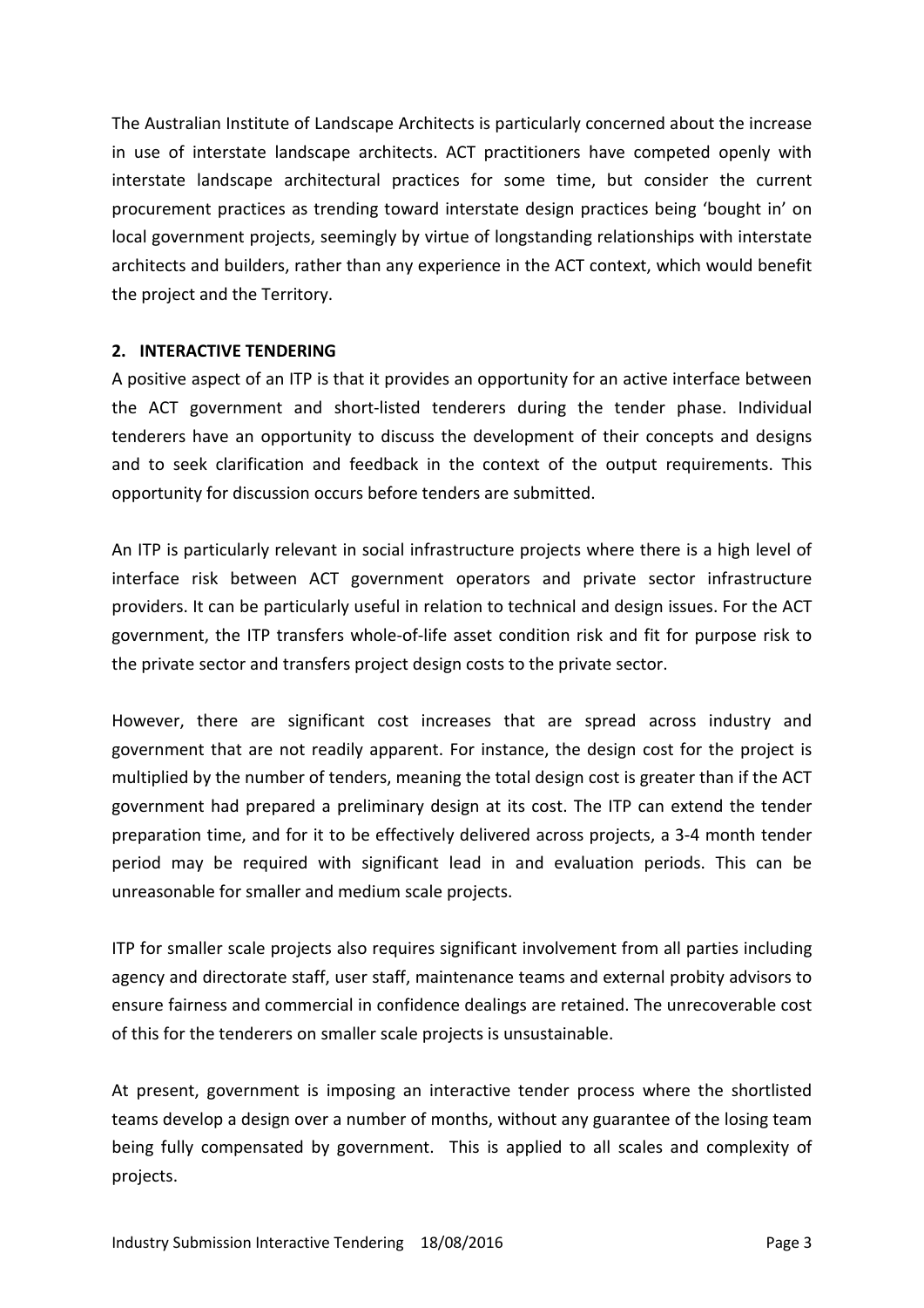The Australian Institute of Landscape Architects is particularly concerned about the increase in use of interstate landscape architects. ACT practitioners have competed openly with interstate landscape architectural practices for some time, but consider the current procurement practices as trending toward interstate design practices being 'bought in' on local government projects, seemingly by virtue of longstanding relationships with interstate architects and builders, rather than any experience in the ACT context, which would benefit the project and the Territory.

## 2. INTERACTIVE TENDERING

A positive aspect of an ITP is that it provides an opportunity for an active interface between the ACT government and short-listed tenderers during the tender phase. Individual tenderers have an opportunity to discuss the development of their concepts and designs and to seek clarification and feedback in the context of the output requirements. This opportunity for discussion occurs before tenders are submitted.

An ITP is particularly relevant in social infrastructure projects where there is a high level of interface risk between ACT government operators and private sector infrastructure providers. It can be particularly useful in relation to technical and design issues. For the ACT government, the ITP transfers whole-of-life asset condition risk and fit for purpose risk to the private sector and transfers project design costs to the private sector.

However, there are significant cost increases that are spread across industry and government that are not readily apparent. For instance, the design cost for the project is multiplied by the number of tenders, meaning the total design cost is greater than if the ACT government had prepared a preliminary design at its cost. The ITP can extend the tender preparation time, and for it to be effectively delivered across projects, a 3-4 month tender period may be required with significant lead in and evaluation periods. This can be unreasonable for smaller and medium scale projects.

ITP for smaller scale projects also requires significant involvement from all parties including agency and directorate staff, user staff, maintenance teams and external probity advisors to ensure fairness and commercial in confidence dealings are retained. The unrecoverable cost of this for the tenderers on smaller scale projects is unsustainable.

At present, government is imposing an interactive tender process where the shortlisted teams develop a design over a number of months, without any guarantee of the losing team being fully compensated by government. This is applied to all scales and complexity of projects.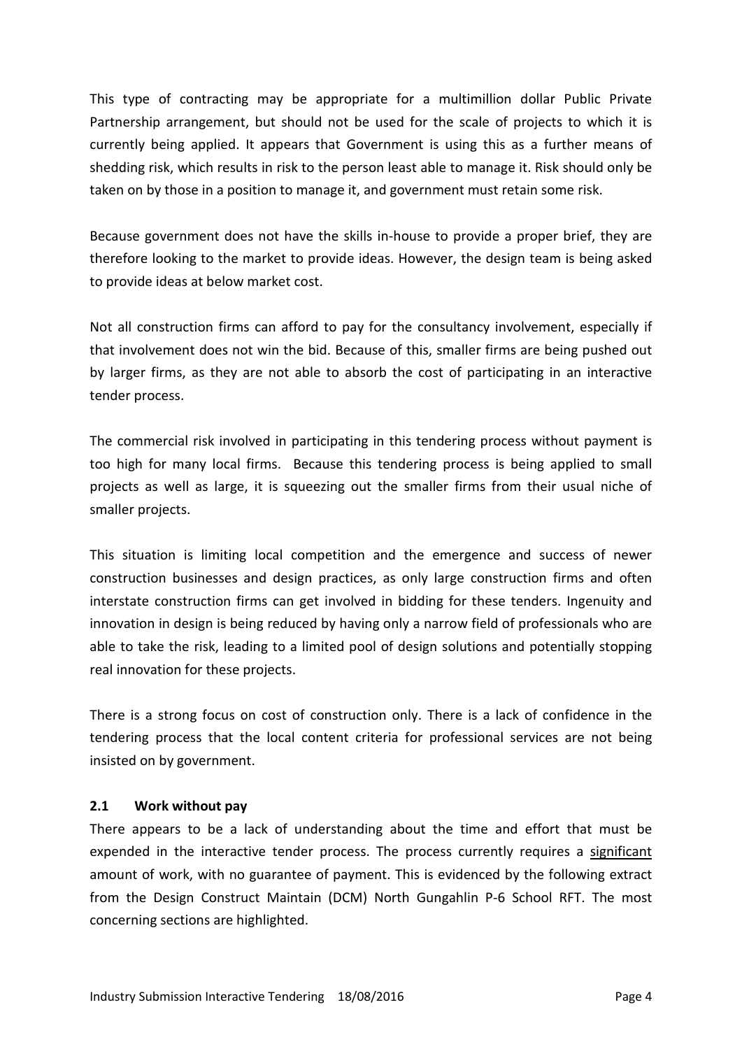This type of contracting may be appropriate for a multimillion dollar Public Private Partnership arrangement, but should not be used for the scale of projects to which it is currently being applied. It appears that Government is using this as a further means of shedding risk, which results in risk to the person least able to manage it. Risk should only be taken on by those in a position to manage it, and government must retain some risk.

Because government does not have the skills in-house to provide a proper brief, they are therefore looking to the market to provide ideas. However, the design team is being asked to provide ideas at below market cost.

Not all construction firms can afford to pay for the consultancy involvement, especially if that involvement does not win the bid. Because of this, smaller firms are being pushed out by larger firms, as they are not able to absorb the cost of participating in an interactive tender process.

The commercial risk involved in participating in this tendering process without payment is too high for many local firms. Because this tendering process is being applied to small projects as well as large, it is squeezing out the smaller firms from their usual niche of smaller projects.

This situation is limiting local competition and the emergence and success of newer construction businesses and design practices, as only large construction firms and often interstate construction firms can get involved in bidding for these tenders. Ingenuity and innovation in design is being reduced by having only a narrow field of professionals who are able to take the risk, leading to a limited pool of design solutions and potentially stopping real innovation for these projects.

There is a strong focus on cost of construction only. There is a lack of confidence in the tendering process that the local content criteria for professional services are not being insisted on by government.

### 2.1 Work without pay

There appears to be a lack of understanding about the time and effort that must be expended in the interactive tender process. The process currently requires a <u>significant</u> amount of work, with no guarantee of payment. This is evidenced by the following extract from the Design Construct Maintain (DCM) North Gungahlin P-6 School RFT. The most concerning sections are highlighted.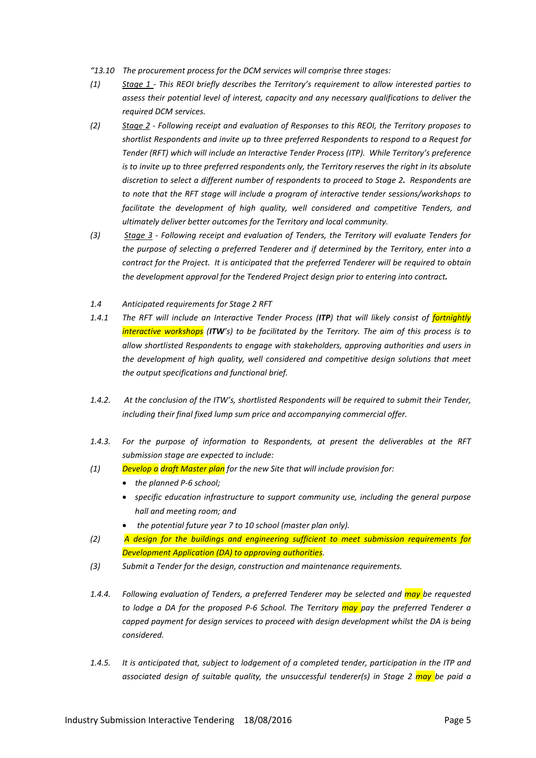*"13.10 The procurement process for the DCM services will comprise three stages:*

*(1) Stage 1 - This REOI briefly describes the Territory's requirement to allow interested parties to assess their potential level of interest, capacity and any necessary qualifications to deliver the required DCM services.*

*(2) Stage 2 - Following receipt and evaluation of Responses to this REOI, the Territory proposes to shortlist Respondents and invite up to three preferred Respondents to respond to a Request for Tender (RFT) which will include an Interactive Tender Process (ITP). While Territory's preference is to invite up to three preferred respondents only, the Territory reserves the right in its absolute discretion to select a different number of respondents to proceed to Stage 2. Respondents are to note that the RFT stage will include a program of interactive tender sessions/workshops to facilitate the development of high quality, well considered and competitive Tenders, and ultimately deliver better outcomes for the Territory and local community.*

*(3) Stage 3 - Following receipt and evaluation of Tenders, the Territory will evaluate Tenders for the purpose of selecting a preferred Tenderer and if determined by the Territory, enter into a contract for the Project. It is anticipated that the preferred Tenderer will be required to obtain the development approval for the Tendered Project design prior to entering into contract.*

*1.4 Anticipated requirements for Stage 2 RFT*

*1.4.1 The RFT will include an Interactive Tender Process (**ITP**) that will likely consist of fortnightly interactive workshops (**ITW**'s) to be facilitated by the Territory. The aim of this process is to allow shortlisted Respondents to engage with stakeholders, approving authorities and users in the development of high quality, well considered and competitive design solutions that meet the output specifications and functional brief.*

*1.4.2. At the conclusion of the ITW's, shortlisted Respondents will be required to submit their Tender, including their final fixed lump sum price and accompanying commercial offer.*

*1.4.3. For the purpose of information to Respondents, at present the deliverables at the RFT submission stage are expected to include:*

*(1) Develop a draft Master plan for the new Site that will include provision for:*

- *the planned P-6 school;*
- *specific education infrastructure to support community use, including the general purpose hall and meeting room; and*
- *the potential future year 7 to 10 school (master plan only).*

*(2) A design for the buildings and engineering sufficient to meet submission requirements for Development Application (DA) to approving authorities.*

*(3) Submit a Tender for the design, construction and maintenance requirements.*

*1.4.4. Following evaluation of Tenders, a preferred Tenderer may be selected and may be requested to lodge a DA for the proposed P-6 School. The Territory may pay the preferred Tenderer a capped payment for design services to proceed with design development whilst the DA is being considered.*

*1.4.5. It is anticipated that, subject to lodgement of a completed tender, participation in the ITP and associated design of suitable quality, the unsuccessful tenderer(s) in Stage 2 may be paid a*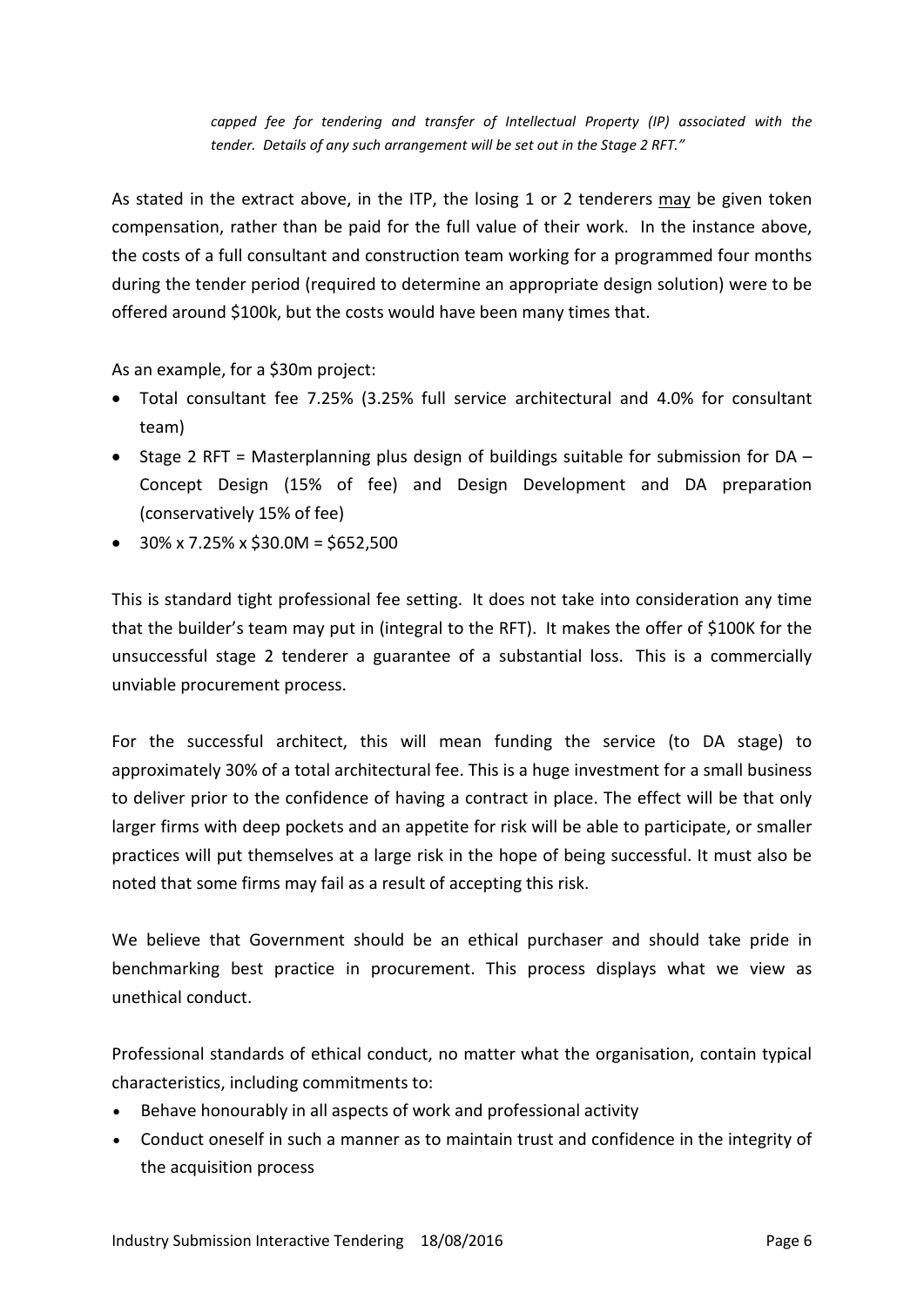*capped fee for tendering and transfer of Intellectual Property (IP) associated with the tender. Details of any such arrangement will be set out in the Stage 2 RFT."*

As stated in the extract above, in the ITP, the losing 1 or 2 tenderers <u>may</u> be given token compensation, rather than be paid for the full value of their work. In the instance above, the costs of a full consultant and construction team working for a programmed four months during the tender period (required to determine an appropriate design solution) were to be offered around $100k, but the costs would have been many times that.

As an example, for a $30m project:

- Total consultant fee 7.25% (3.25% full service architectural and 4.0% for consultant team)
- Stage 2 RFT = Masterplanning plus design of buildings suitable for submission for DA – Concept Design (15% of fee) and Design Development and DA preparation (conservatively 15% of fee)
- 30% x 7.25% x $30.0M = $652,500

This is standard tight professional fee setting. It does not take into consideration any time that the builder's team may put in (integral to the RFT). It makes the offer of $100K for the unsuccessful stage 2 tenderer a guarantee of a substantial loss. This is a commercially unviable procurement process.

For the successful architect, this will mean funding the service (to DA stage) to approximately 30% of a total architectural fee. This is a huge investment for a small business to deliver prior to the confidence of having a contract in place. The effect will be that only larger firms with deep pockets and an appetite for risk will be able to participate, or smaller practices will put themselves at a large risk in the hope of being successful. It must also be noted that some firms may fail as a result of accepting this risk.

We believe that Government should be an ethical purchaser and should take pride in benchmarking best practice in procurement. This process displays what we view as unethical conduct.

Professional standards of ethical conduct, no matter what the organisation, contain typical characteristics, including commitments to:

- Behave honourably in all aspects of work and professional activity
- Conduct oneself in such a manner as to maintain trust and confidence in the integrity of the acquisition process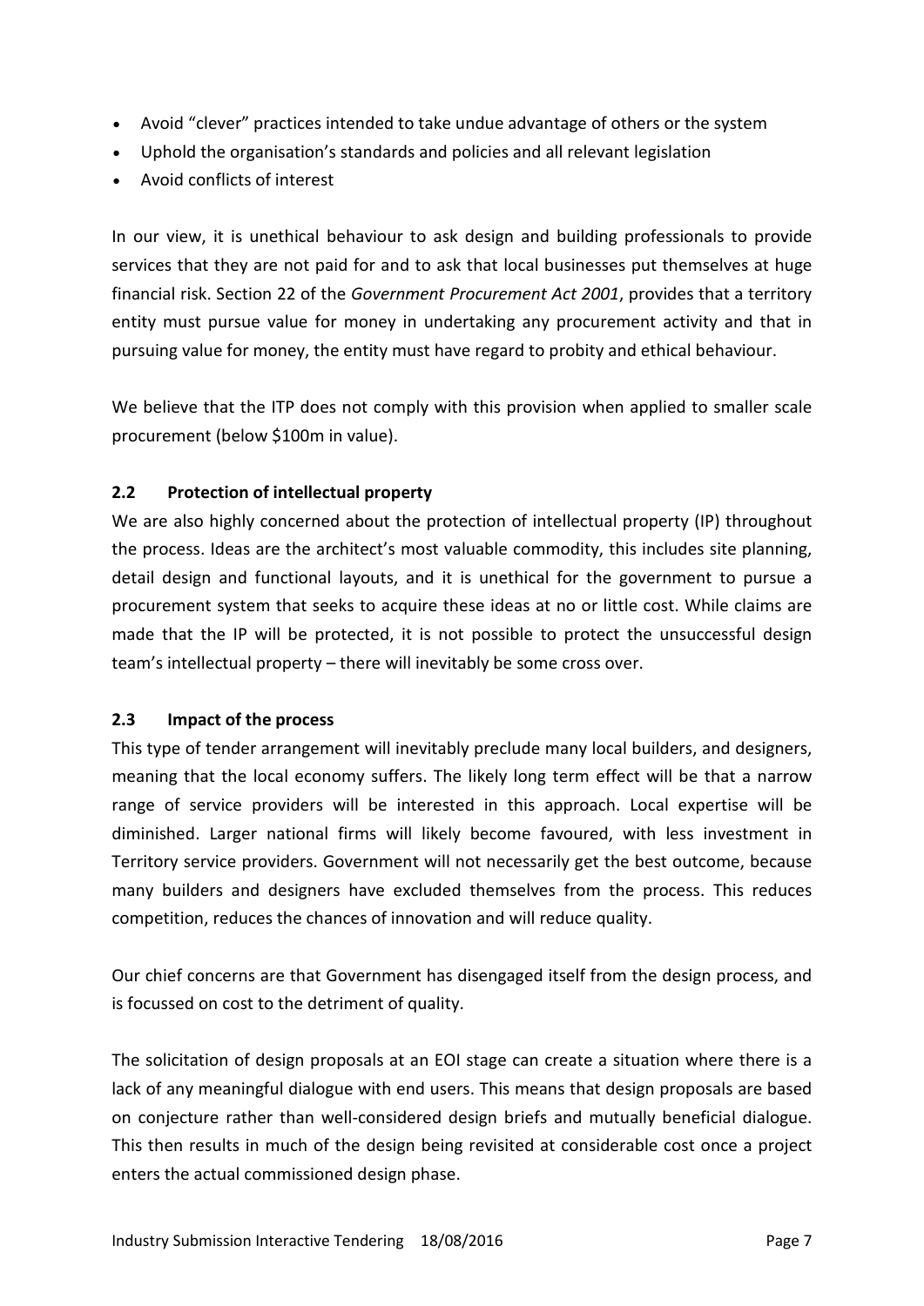- Avoid “clever” practices intended to take undue advantage of others or the system
- Uphold the organisation’s standards and policies and all relevant legislation
- Avoid conflicts of interest

In our view, it is unethical behaviour to ask design and building professionals to provide services that they are not paid for and to ask that local businesses put themselves at huge financial risk. Section 22 of the *Government Procurement Act 2001*, provides that a territory entity must pursue value for money in undertaking any procurement activity and that in pursuing value for money, the entity must have regard to probity and ethical behaviour.

We believe that the ITP does not comply with this provision when applied to smaller scale procurement (below $100m in value).

### 2.2 Protection of intellectual property

We are also highly concerned about the protection of intellectual property (IP) throughout the process. Ideas are the architect’s most valuable commodity, this includes site planning, detail design and functional layouts, and it is unethical for the government to pursue a procurement system that seeks to acquire these ideas at no or little cost. While claims are made that the IP will be protected, it is not possible to protect the unsuccessful design team’s intellectual property – there will inevitably be some cross over.

### 2.3 Impact of the process

This type of tender arrangement will inevitably preclude many local builders, and designers, meaning that the local economy suffers. The likely long term effect will be that a narrow range of service providers will be interested in this approach. Local expertise will be diminished. Larger national firms will likely become favoured, with less investment in Territory service providers. Government will not necessarily get the best outcome, because many builders and designers have excluded themselves from the process. This reduces competition, reduces the chances of innovation and will reduce quality.

Our chief concerns are that Government has disengaged itself from the design process, and is focussed on cost to the detriment of quality.

The solicitation of design proposals at an EOI stage can create a situation where there is a lack of any meaningful dialogue with end users. This means that design proposals are based on conjecture rather than well-considered design briefs and mutually beneficial dialogue. This then results in much of the design being revisited at considerable cost once a project enters the actual commissioned design phase.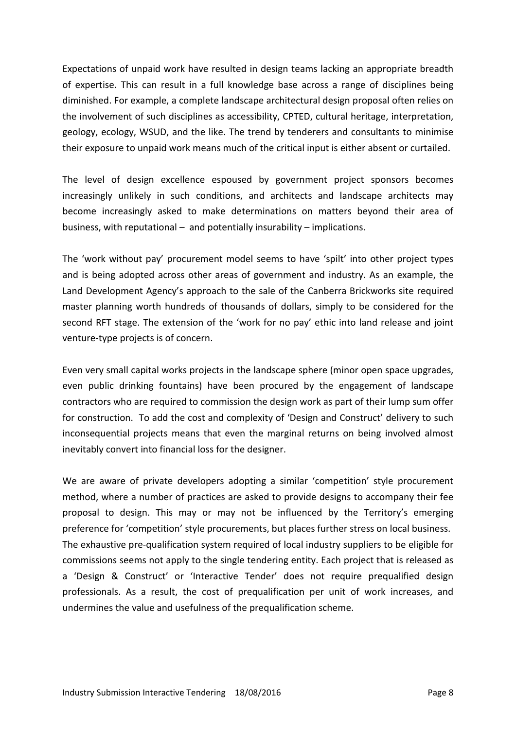Expectations of unpaid work have resulted in design teams lacking an appropriate breadth of expertise. This can result in a full knowledge base across a range of disciplines being diminished. For example, a complete landscape architectural design proposal often relies on the involvement of such disciplines as accessibility, CPTED, cultural heritage, interpretation, geology, ecology, WSUD, and the like. The trend by tenderers and consultants to minimise their exposure to unpaid work means much of the critical input is either absent or curtailed.

The level of design excellence espoused by government project sponsors becomes increasingly unlikely in such conditions, and architects and landscape architects may become increasingly asked to make determinations on matters beyond their area of business, with reputational – and potentially insurability – implications.

The 'work without pay' procurement model seems to have 'spilt' into other project types and is being adopted across other areas of government and industry. As an example, the Land Development Agency's approach to the sale of the Canberra Brickworks site required master planning worth hundreds of thousands of dollars, simply to be considered for the second RFT stage. The extension of the 'work for no pay' ethic into land release and joint venture-type projects is of concern.

Even very small capital works projects in the landscape sphere (minor open space upgrades, even public drinking fountains) have been procured by the engagement of landscape contractors who are required to commission the design work as part of their lump sum offer for construction. To add the cost and complexity of 'Design and Construct' delivery to such inconsequential projects means that even the marginal returns on being involved almost inevitably convert into financial loss for the designer.

We are aware of private developers adopting a similar 'competition' style procurement method, where a number of practices are asked to provide designs to accompany their fee proposal to design. This may or may not be influenced by the Territory's emerging preference for 'competition' style procurements, but places further stress on local business.
The exhaustive pre-qualification system required of local industry suppliers to be eligible for commissions seems not apply to the single tendering entity. Each project that is released as a 'Design & Construct' or 'Interactive Tender' does not require prequalified design professionals. As a result, the cost of prequalification per unit of work increases, and undermines the value and usefulness of the prequalification scheme.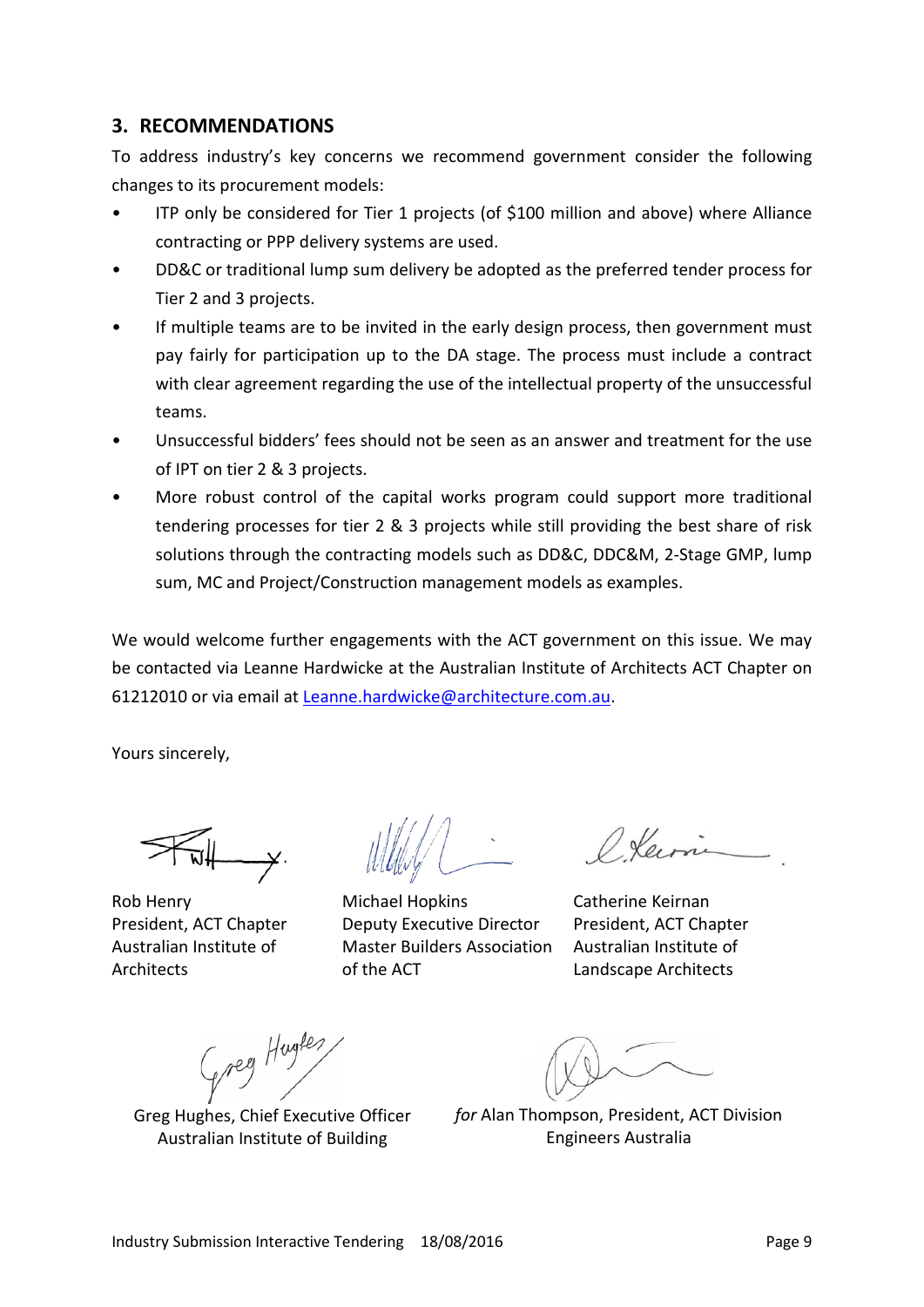## 3. RECOMMENDATIONS

To address industry's key concerns we recommend government consider the following changes to its procurement models:

- ITP only be considered for Tier 1 projects (of $100 million and above) where Alliance contracting or PPP delivery systems are used.
- DD&C or traditional lump sum delivery be adopted as the preferred tender process for Tier 2 and 3 projects.
- If multiple teams are to be invited in the early design process, then government must pay fairly for participation up to the DA stage. The process must include a contract with clear agreement regarding the use of the intellectual property of the unsuccessful teams.
- Unsuccessful bidders' fees should not be seen as an answer and treatment for the use of IPT on tier 2 & 3 projects.
- More robust control of the capital works program could support more traditional tendering processes for tier 2 & 3 projects while still providing the best share of risk solutions through the contracting models such as DD&C, DDC&M, 2-Stage GMP, lump sum, MC and Project/Construction management models as examples.

We would welcome further engagements with the ACT government on this issue. We may be contacted via Leanne Hardwicke at the Australian Institute of Architects ACT Chapter on 61212010 or via email at Leanne.hardwicke@architecture.com.au.

Yours sincerely,

Rob Henry
President, ACT Chapter
Australian Institute of Architects

Michael Hopkins
Deputy Executive Director
Master Builders Association of the ACT

Catherine Keirnan
President, ACT Chapter
Australian Institute of Landscape Architects

Greg Hughes, Chief Executive Officer
Australian Institute of Building

*for* Alan Thompson, President, ACT Division
Engineers Australia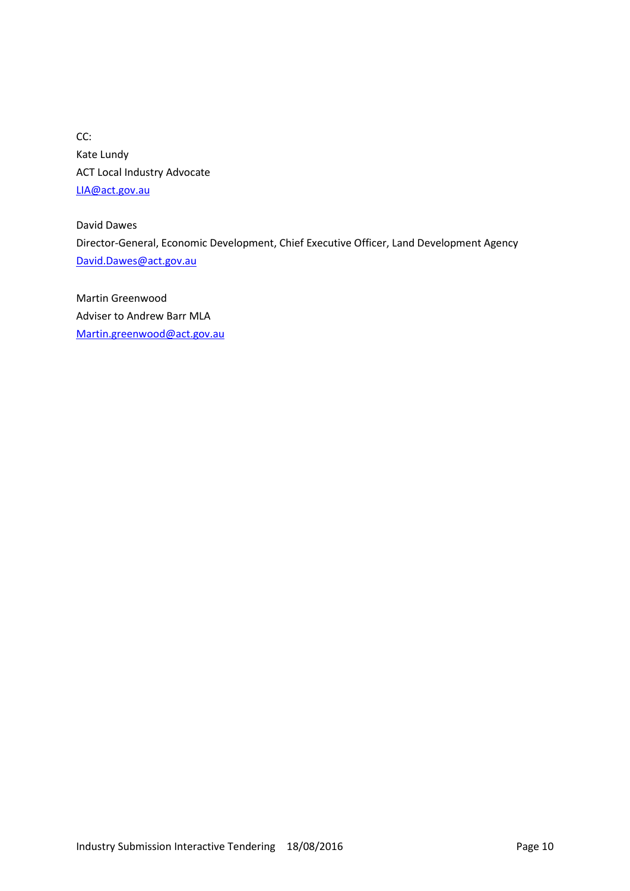CC:

Kate Lundy
ACT Local Industry Advocate
LIA@act.gov.au

David Dawes
Director-General, Economic Development, Chief Executive Officer, Land Development Agency
David.Dawes@act.gov.au

Martin Greenwood
Adviser to Andrew Barr MLA
Martin.greenwood@act.gov.au